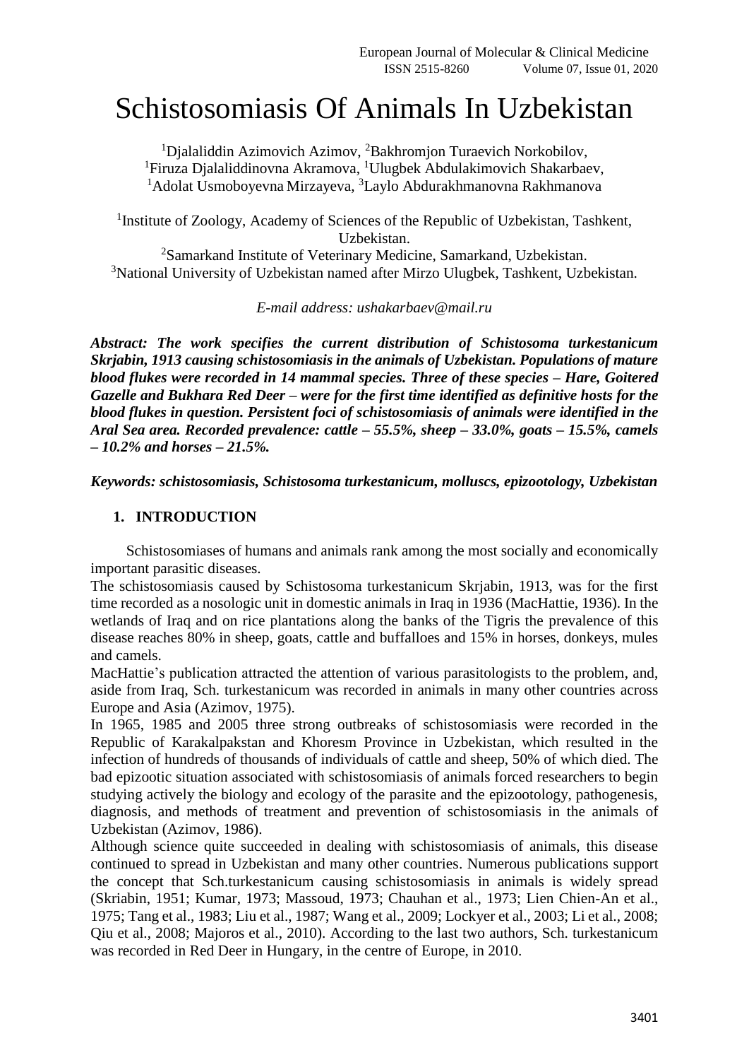# Schistosomiasis Of Animals In Uzbekistan

[1]Djalaliddin Azimovich Azimov, [2]Bakhromjon Turaevich Norkobilov, [1]Firuza Djalaliddinovna Akramova, [1]Ulugbek Abdulakimovich Shakarbaev, [1]Adolat Usmoboyevna Mirzayeva, [3]Laylo Abdurakhmanovna Rakhmanova

[1]Institute of Zoology, Academy of Sciences of the Republic of Uzbekistan, Tashkent, Uzbekistan.
[2]Samarkand Institute of Veterinary Medicine, Samarkand, Uzbekistan.
[3]National University of Uzbekistan named after Mirzo Ulugbek, Tashkent, Uzbekistan.

*E-mail address: ushakarbaev@mail.ru*

***Abstract: The work specifies the current distribution of Schistosoma turkestanicum Skrjabin, 1913 causing schistosomiasis in the animals of Uzbekistan. Populations of mature blood flukes were recorded in 14 mammal species. Three of these species – Hare, Goitered Gazelle and Bukhara Red Deer – were for the first time identified as definitive hosts for the blood flukes in question. Persistent foci of schistosomiasis of animals were identified in the Aral Sea area. Recorded prevalence: cattle – 55.5%, sheep – 33.0%, goats – 15.5%, camels – 10.2% and horses – 21.5%.***

***Keywords: schistosomiasis, Schistosoma turkestanicum, molluscs, epizootology, Uzbekistan***

## 1. INTRODUCTION

Schistosomiases of humans and animals rank among the most socially and economically important parasitic diseases.

The schistosomiasis caused by Schistosoma turkestanicum Skrjabin, 1913, was for the first time recorded as a nosologic unit in domestic animals in Iraq in 1936 (MacHattie, 1936). In the wetlands of Iraq and on rice plantations along the banks of the Tigris the prevalence of this disease reaches 80% in sheep, goats, cattle and buffalloes and 15% in horses, donkeys, mules and camels.

MacHattie's publication attracted the attention of various parasitologists to the problem, and, aside from Iraq, Sch. turkestanicum was recorded in animals in many other countries across Europe and Asia (Azimov, 1975).

In 1965, 1985 and 2005 three strong outbreaks of schistosomiasis were recorded in the Republic of Karakalpakstan and Khoresm Province in Uzbekistan, which resulted in the infection of hundreds of thousands of individuals of cattle and sheep, 50% of which died. The bad epizootic situation associated with schistosomiasis of animals forced researchers to begin studying actively the biology and ecology of the parasite and the epizootology, pathogenesis, diagnosis, and methods of treatment and prevention of schistosomiasis in the animals of Uzbekistan (Azimov, 1986).

Although science quite succeeded in dealing with schistosomiasis of animals, this disease continued to spread in Uzbekistan and many other countries. Numerous publications support the concept that Sch.turkestanicum causing schistosomiasis in animals is widely spread (Skriabin, 1951; Kumar, 1973; Massoud, 1973; Chauhan et al., 1973; Lien Chien-An et al., 1975; Tang et al., 1983; Liu et al., 1987; Wang et al., 2009; Lockyer et al., 2003; Li et al., 2008; Qiu et al., 2008; Majoros et al., 2010). According to the last two authors, Sch. turkestanicum was recorded in Red Deer in Hungary, in the centre of Europe, in 2010.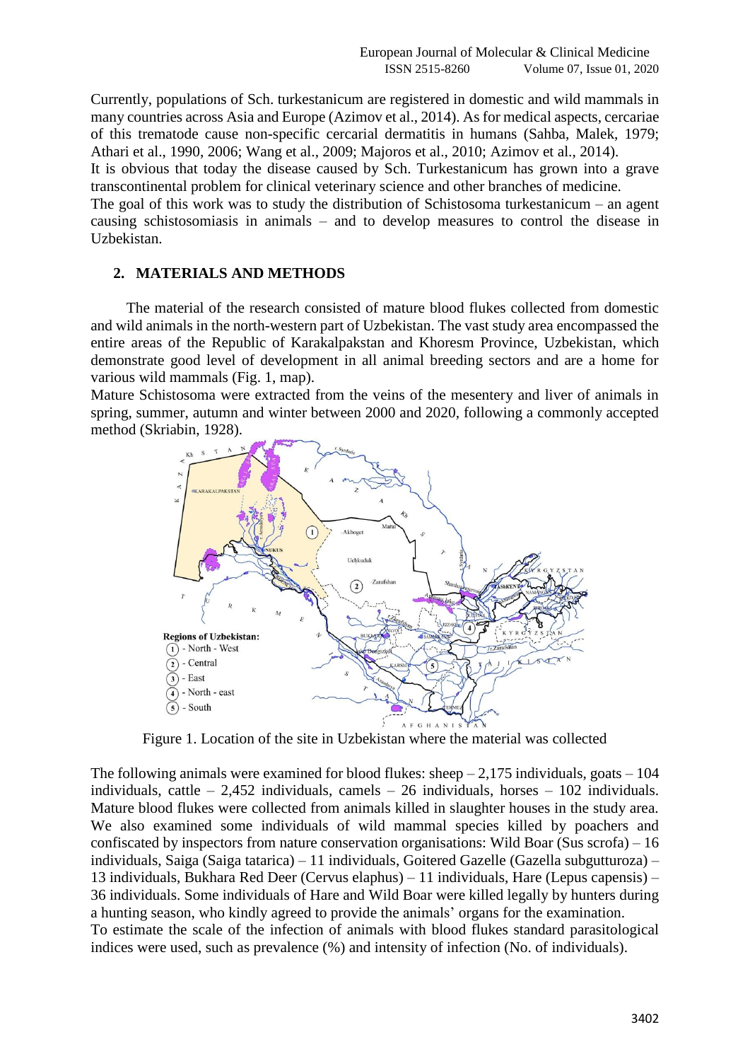Currently, populations of Sch. turkestanicum are registered in domestic and wild mammals in many countries across Asia and Europe (Azimov et al., 2014). As for medical aspects, cercariae of this trematode cause non-specific cercarial dermatitis in humans (Sahba, Malek, 1979; Athari et al., 1990, 2006; Wang et al., 2009; Majoros et al., 2010; Azimov et al., 2014).

It is obvious that today the disease caused by Sch. Turkestanicum has grown into a grave transcontinental problem for clinical veterinary science and other branches of medicine.

The goal of this work was to study the distribution of Schistosoma turkestanicum – an agent causing schistosomiasis in animals – and to develop measures to control the disease in Uzbekistan.

## 2. MATERIALS AND METHODS

The material of the research consisted of mature blood flukes collected from domestic and wild animals in the north-western part of Uzbekistan. The vast study area encompassed the entire areas of the Republic of Karakalpakstan and Khoresm Province, Uzbekistan, which demonstrate good level of development in all animal breeding sectors and are a home for various wild mammals (Fig. 1, map).

Mature Schistosoma were extracted from the veins of the mesentery and liver of animals in spring, summer, autumn and winter between 2000 and 2020, following a commonly accepted method (Skriabin, 1928).

Figure 1. Location of the site in Uzbekistan where the material was collected

The following animals were examined for blood flukes: sheep – 2,175 individuals, goats – 104 individuals, cattle – 2,452 individuals, camels – 26 individuals, horses – 102 individuals. Mature blood flukes were collected from animals killed in slaughter houses in the study area. We also examined some individuals of wild mammal species killed by poachers and confiscated by inspectors from nature conservation organisations: Wild Boar (Sus scrofa) – 16 individuals, Saiga (Saiga tatarica) – 11 individuals, Goitered Gazelle (Gazella subgutturoza) – 13 individuals, Bukhara Red Deer (Cervus elaphus) – 11 individuals, Hare (Lepus capensis) – 36 individuals. Some individuals of Hare and Wild Boar were killed legally by hunters during a hunting season, who kindly agreed to provide the animals' organs for the examination.

To estimate the scale of the infection of animals with blood flukes standard parasitological indices were used, such as prevalence (%) and intensity of infection (No. of individuals).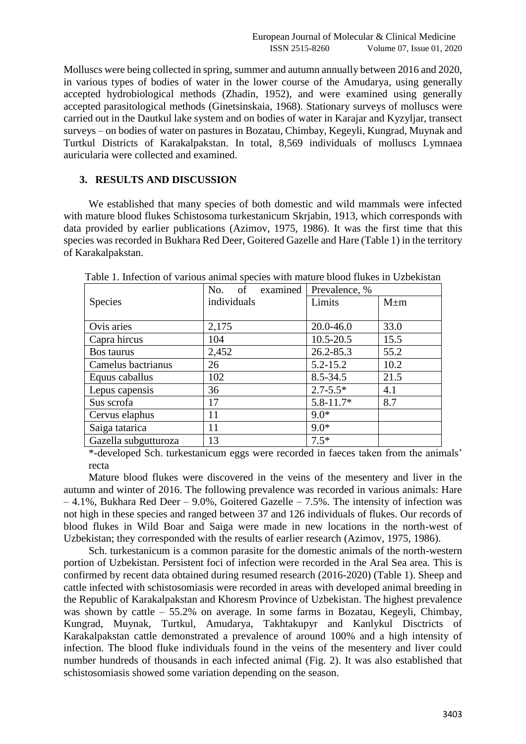Molluscs were being collected in spring, summer and autumn annually between 2016 and 2020, in various types of bodies of water in the lower course of the Amudarya, using generally accepted hydrobiological methods (Zhadin, 1952), and were examined using generally accepted parasitological methods (Ginetsinskaia, 1968). Stationary surveys of molluscs were carried out in the Dautkul lake system and on bodies of water in Karajar and Kyzyljar, transect surveys – on bodies of water on pastures in Bozatau, Chimbay, Kegeyli, Kungrad, Muynak and Turtkul Districts of Karakalpakstan. In total, 8,569 individuals of molluscs Lymnaea auricularia were collected and examined.

## 3. RESULTS AND DISCUSSION

We established that many species of both domestic and wild mammals were infected with mature blood flukes Schistosoma turkestanicum Skrjabin, 1913, which corresponds with data provided by earlier publications (Azimov, 1975, 1986). It was the first time that this species was recorded in Bukhara Red Deer, Goitered Gazelle and Hare (Table 1) in the territory of Karakalpakstan.

Table 1. Infection of various animal species with mature blood flukes in Uzbekistan

| Species | No. of examined individuals | Prevalence, % | |
|---|---|---|---|
| | | Limits | M±m |
| Ovis aries | 2,175 | 20.0-46.0 | 33.0 |
| Capra hircus | 104 | 10.5-20.5 | 15.5 |
| Bos taurus | 2,452 | 26.2-85.3 | 55.2 |
| Camelus bactrianus | 26 | 5.2-15.2 | 10.2 |
| Equus caballus | 102 | 8.5-34.5 | 21.5 |
| Lepus capensis | 36 | 2.7-5.5* | 4.1 |
| Sus scrofa | 17 | 5.8-11.7* | 8.7 |
| Cervus elaphus | 11 | 9.0* | |
| Saiga tatarica | 11 | 9.0* | |
| Gazella subgutturoza | 13 | 7.5* | |

*-developed Sch. turkestanicum eggs were recorded in faeces taken from the animals' recta

Mature blood flukes were discovered in the veins of the mesentery and liver in the autumn and winter of 2016. The following prevalence was recorded in various animals: Hare – 4.1%, Bukhara Red Deer – 9.0%, Goitered Gazelle – 7.5%. The intensity of infection was not high in these species and ranged between 37 and 126 individuals of flukes. Our records of blood flukes in Wild Boar and Saiga were made in new locations in the north-west of Uzbekistan; they corresponded with the results of earlier research (Azimov, 1975, 1986).

Sch. turkestanicum is a common parasite for the domestic animals of the north-western portion of Uzbekistan. Persistent foci of infection were recorded in the Aral Sea area. This is confirmed by recent data obtained during resumed research (2016-2020) (Table 1). Sheep and cattle infected with schistosomiasis were recorded in areas with developed animal breeding in the Republic of Karakalpakstan and Khoresm Province of Uzbekistan. The highest prevalence was shown by cattle – 55.2% on average. In some farms in Bozatau, Kegeyli, Chimbay, Kungrad, Muynak, Turtkul, Amudarya, Takhtakupyr and Kanlykul Disctricts of Karakalpakstan cattle demonstrated a prevalence of around 100% and a high intensity of infection. The blood fluke individuals found in the veins of the mesentery and liver could number hundreds of thousands in each infected animal (Fig. 2). It was also established that schistosomiasis showed some variation depending on the season.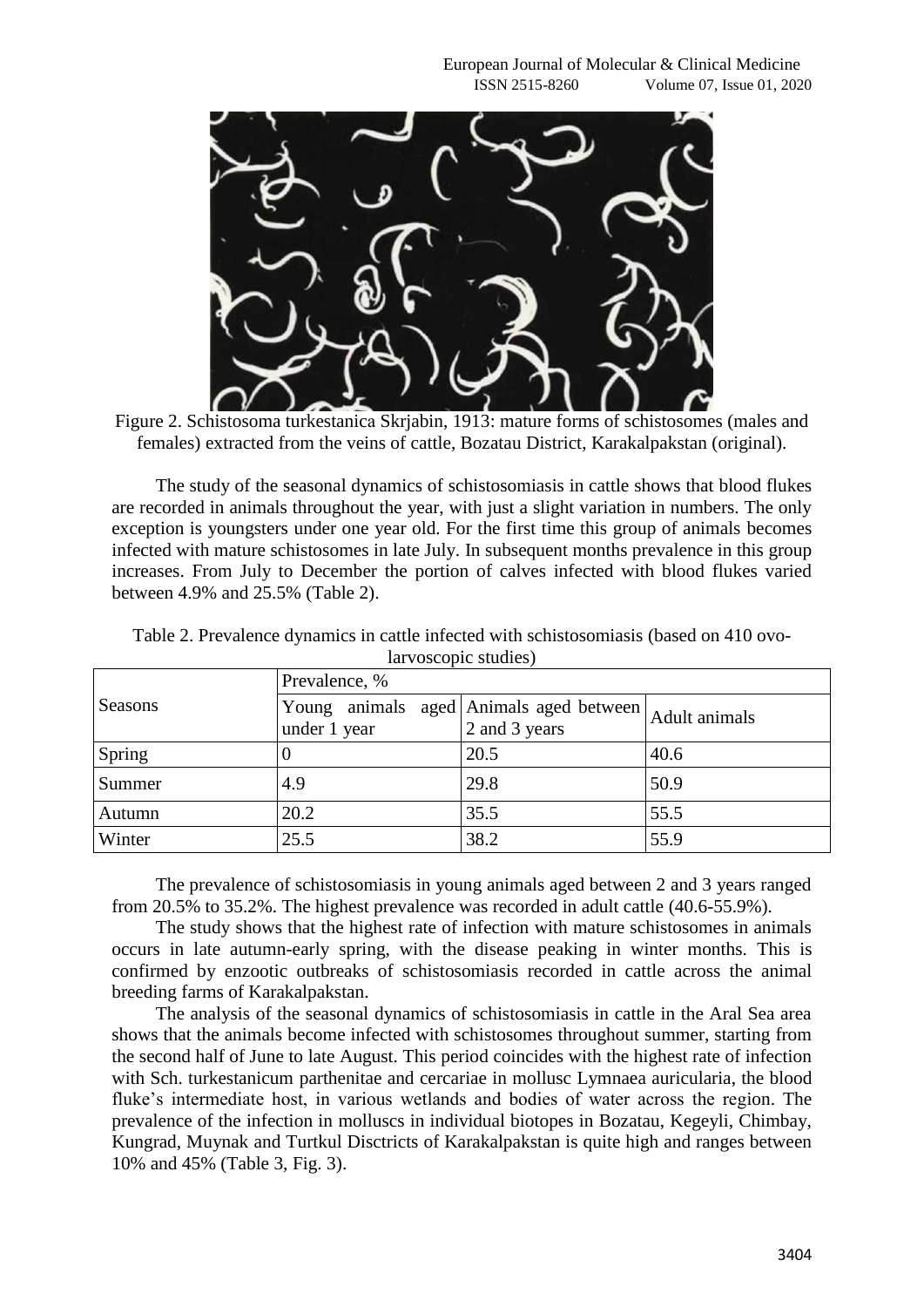Figure 2. Schistosoma turkestanica Skrjabin, 1913: mature forms of schistosomes (males and females) extracted from the veins of cattle, Bozatau District, Karakalpakstan (original).

The study of the seasonal dynamics of schistosomiasis in cattle shows that blood flukes are recorded in animals throughout the year, with just a slight variation in numbers. The only exception is youngsters under one year old. For the first time this group of animals becomes infected with mature schistosomes in late July. In subsequent months prevalence in this group increases. From July to December the portion of calves infected with blood flukes varied between 4.9% and 25.5% (Table 2).

Table 2. Prevalence dynamics in cattle infected with schistosomiasis (based on 410 ovo-larvoscopic studies)

| Seasons | Prevalence, % | | |
|---|---|---|---|
| | Young animals aged under 1 year | Animals aged between 2 and 3 years | Adult animals |
| Spring | 0 | 20.5 | 40.6 |
| Summer | 4.9 | 29.8 | 50.9 |
| Autumn | 20.2 | 35.5 | 55.5 |
| Winter | 25.5 | 38.2 | 55.9 |

The prevalence of schistosomiasis in young animals aged between 2 and 3 years ranged from 20.5% to 35.2%. The highest prevalence was recorded in adult cattle (40.6-55.9%).

The study shows that the highest rate of infection with mature schistosomes in animals occurs in late autumn-early spring, with the disease peaking in winter months. This is confirmed by enzootic outbreaks of schistosomiasis recorded in cattle across the animal breeding farms of Karakalpakstan.

The analysis of the seasonal dynamics of schistosomiasis in cattle in the Aral Sea area shows that the animals become infected with schistosomes throughout summer, starting from the second half of June to late August. This period coincides with the highest rate of infection with Sch. turkestanicum parthenitae and cercariae in mollusc Lymnaea auricularia, the blood fluke's intermediate host, in various wetlands and bodies of water across the region. The prevalence of the infection in molluscs in individual biotopes in Bozatau, Kegeyli, Chimbay, Kungrad, Muynak and Turtkul Disctricts of Karakalpakstan is quite high and ranges between 10% and 45% (Table 3, Fig. 3).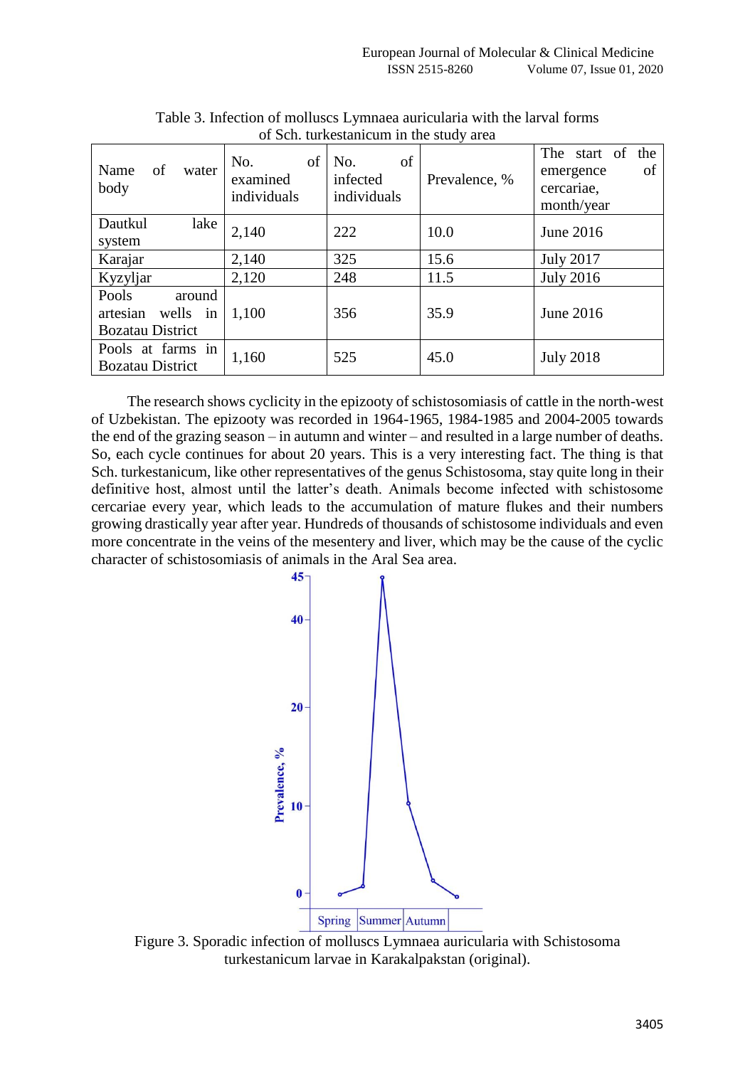Table 3. Infection of molluscs Lymnaea auricularia with the larval forms of Sch. turkestanicum in the study area

| Name of water body | No. of examined individuals | No. of infected individuals | Prevalence, % | The start of the emergence of cercariae, month/year |
|---|---|---|---|---|
| Dautkul lake system | 2,140 | 222 | 10.0 | June 2016 |
| Karajar | 2,140 | 325 | 15.6 | July 2017 |
| Kyzyljar | 2,120 | 248 | 11.5 | July 2016 |
| Pools around artesian wells in Bozatau District | 1,100 | 356 | 35.9 | June 2016 |
| Pools at farms in Bozatau District | 1,160 | 525 | 45.0 | July 2018 |

The research shows cyclicity in the epizooty of schistosomiasis of cattle in the north-west of Uzbekistan. The epizooty was recorded in 1964-1965, 1984-1985 and 2004-2005 towards the end of the grazing season – in autumn and winter – and resulted in a large number of deaths. So, each cycle continues for about 20 years. This is a very interesting fact. The thing is that Sch. turkestanicum, like other representatives of the genus Schistosoma, stay quite long in their definitive host, almost until the latter's death. Animals become infected with schistosome cercariae every year, which leads to the accumulation of mature flukes and their numbers growing drastically year after year. Hundreds of thousands of schistosome individuals and even more concentrate in the veins of the mesentery and liver, which may be the cause of the cyclic character of schistosomiasis of animals in the Aral Sea area.

Figure 3. Sporadic infection of molluscs Lymnaea auricularia with Schistosoma turkestanicum larvae in Karakalpakstan (original).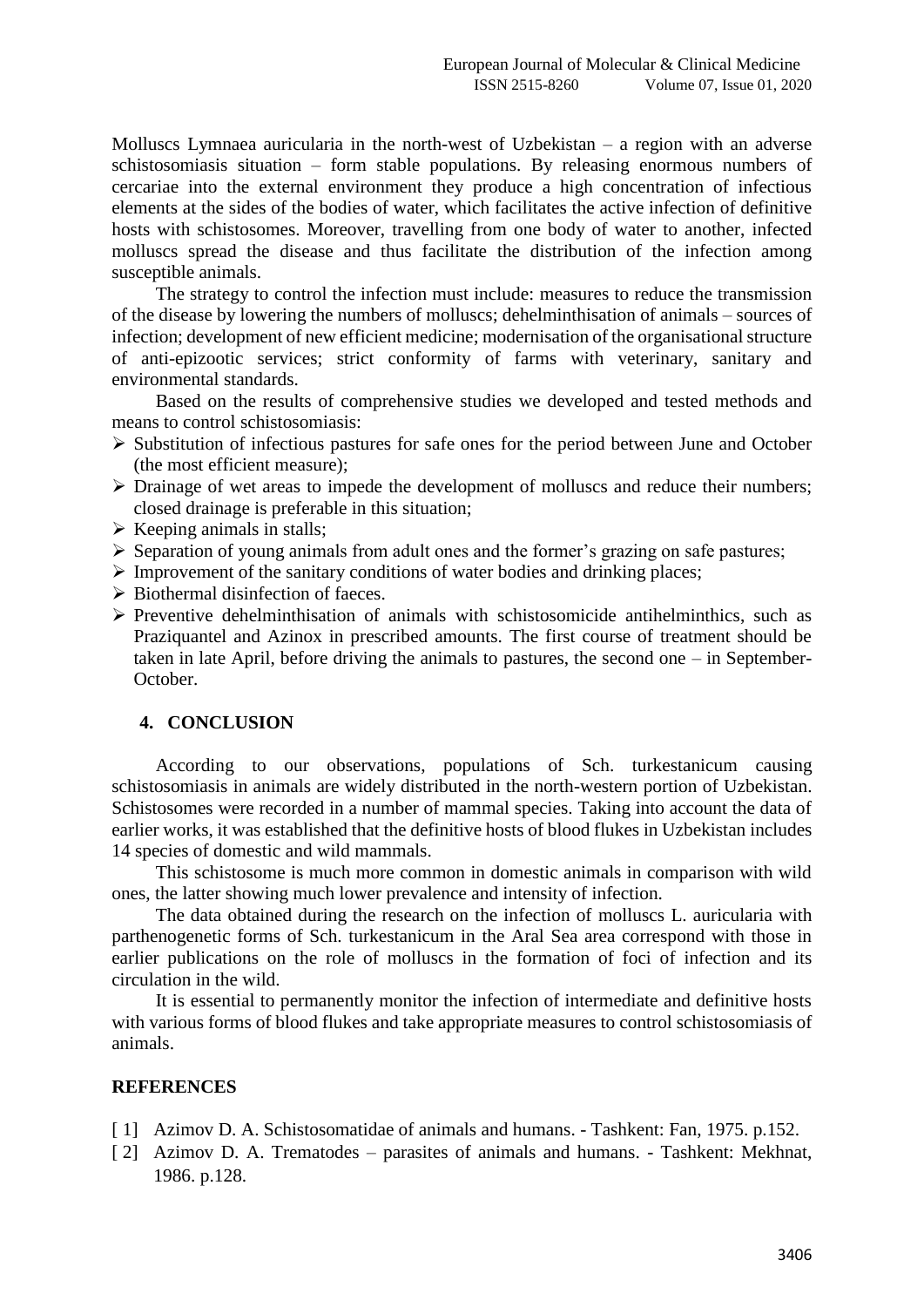Molluscs Lymnaea auricularia in the north-west of Uzbekistan – a region with an adverse schistosomiasis situation – form stable populations. By releasing enormous numbers of cercariae into the external environment they produce a high concentration of infectious elements at the sides of the bodies of water, which facilitates the active infection of definitive hosts with schistosomes. Moreover, travelling from one body of water to another, infected molluscs spread the disease and thus facilitate the distribution of the infection among susceptible animals.

The strategy to control the infection must include: measures to reduce the transmission of the disease by lowering the numbers of molluscs; dehelminthisation of animals – sources of infection; development of new efficient medicine; modernisation of the organisational structure of anti-epizootic services; strict conformity of farms with veterinary, sanitary and environmental standards.

Based on the results of comprehensive studies we developed and tested methods and means to control schistosomiasis:

- Substitution of infectious pastures for safe ones for the period between June and October (the most efficient measure);
- Drainage of wet areas to impede the development of molluscs and reduce their numbers; closed drainage is preferable in this situation;
- Keeping animals in stalls;
- Separation of young animals from adult ones and the former's grazing on safe pastures;
- Improvement of the sanitary conditions of water bodies and drinking places;
- Biothermal disinfection of faeces.
- Preventive dehelminthisation of animals with schistosomicide antihelminthics, such as Praziquantel and Azinox in prescribed amounts. The first course of treatment should be taken in late April, before driving the animals to pastures, the second one – in September-October.

## 4. CONCLUSION

According to our observations, populations of Sch. turkestanicum causing schistosomiasis in animals are widely distributed in the north-western portion of Uzbekistan. Schistosomes were recorded in a number of mammal species. Taking into account the data of earlier works, it was established that the definitive hosts of blood flukes in Uzbekistan includes 14 species of domestic and wild mammals.

This schistosome is much more common in domestic animals in comparison with wild ones, the latter showing much lower prevalence and intensity of infection.

The data obtained during the research on the infection of molluscs L. auricularia with parthenogenetic forms of Sch. turkestanicum in the Aral Sea area correspond with those in earlier publications on the role of molluscs in the formation of foci of infection and its circulation in the wild.

It is essential to permanently monitor the infection of intermediate and definitive hosts with various forms of blood flukes and take appropriate measures to control schistosomiasis of animals.

## REFERENCES

[1] Azimov D. A. Schistosomatidae of animals and humans. - Tashkent: Fan, 1975. p.152.

[2] Azimov D. A. Trematodes – parasites of animals and humans. - Tashkent: Mekhnat, 1986. p.128.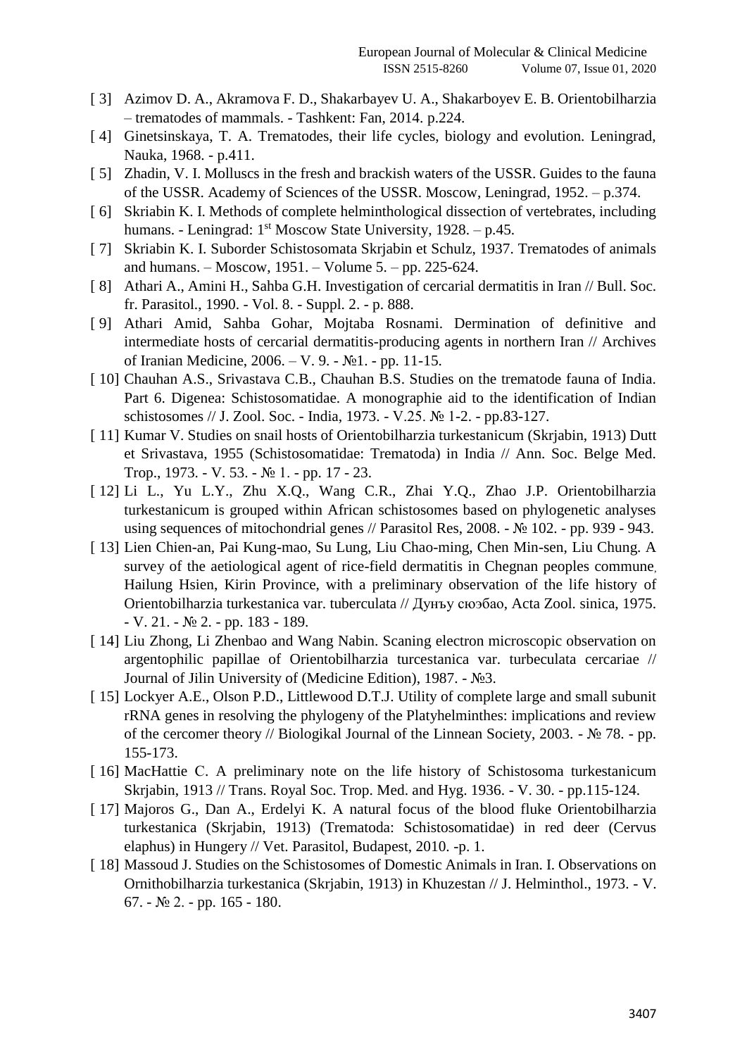[ 3] Azimov D. A., Akramova F. D., Shakarbayev U. A., Shakarboyev E. B. Orientobilharzia – trematodes of mammals. - Tashkent: Fan, 2014. p.224.

[ 4] Ginetsinskaya, T. A. Trematodes, their life cycles, biology and evolution. Leningrad, Nauka, 1968. - p.411.

[ 5] Zhadin, V. I. Molluscs in the fresh and brackish waters of the USSR. Guides to the fauna of the USSR. Academy of Sciences of the USSR. Moscow, Leningrad, 1952. – p.374.

[ 6] Skriabin K. I. Methods of complete helminthological dissection of vertebrates, including humans. - Leningrad: 1st Moscow State University, 1928. – p.45.

[ 7] Skriabin K. I. Suborder Schistosomata Skrjabin et Schulz, 1937. Trematodes of animals and humans. – Moscow, 1951. – Volume 5. – pp. 225-624.

[ 8] Athari A., Amini H., Sahba G.H. Investigation of cercarial dermatitis in Iran // Bull. Soc. fr. Parasitol., 1990. - Vol. 8. - Suppl. 2. - p. 888.

[ 9] Athari Amid, Sahba Gohar, Mojtaba Rosnami. Dermination of definitive and intermediate hosts of cercarial dermatitis-producing agents in northern Iran // Archives of Iranian Medicine, 2006. – V. 9. - №1. - pp. 11-15.

[ 10] Chauhan A.S., Srivastava C.B., Chauhan B.S. Studies on the trematode fauna of India. Part 6. Digenea: Schistosomatidae. A monographie aid to the identification of Indian schistosomes // J. Zool. Soc. - India, 1973. - V.25. № 1-2. - pp.83-127.

[ 11] Kumar V. Studies on snail hosts of Orientobilharzia turkestanicum (Skrjabin, 1913) Dutt et Srivastava, 1955 (Schistosomatidae: Trematoda) in India // Ann. Soc. Belge Med. Trop., 1973. - V. 53. - № 1. - pp. 17 - 23.

[ 12] Li L., Yu L.Y., Zhu X.Q., Wang C.R., Zhai Y.Q., Zhao J.P. Orientobilharzia turkestanicum is grouped within African schistosomes based on phylogenetic analyses using sequences of mitochondrial genes // Parasitol Res, 2008. - № 102. - pp. 939 - 943.

[ 13] Lien Chien-an, Pai Kung-mao, Su Lung, Liu Chao-ming, Chen Min-sen, Liu Chung. A survey of the aetiological agent of rice-field dermatitis in Chegnan peoples commune, Hailung Hsien, Kirin Province, with a preliminary observation of the life history of Orientobilharzia turkestanica var. tuberculata // Дунъу сюэбао, Acta Zool. sinica, 1975. - V. 21. - № 2. - pp. 183 - 189.

[ 14] Liu Zhong, Li Zhenbao and Wang Nabin. Scaning electron microscopic observation on argentophilic papillae of Orientobilharzia turcestanica var. turbeculata cercariae // Journal of Jilin University of (Medicine Edition), 1987. - №3.

[ 15] Lockyer A.E., Olson P.D., Littlewood D.T.J. Utility of complete large and small subunit rRNA genes in resolving the phylogeny of the Platyhelminthes: implications and review of the cercomer theory // Biologikal Journal of the Linnean Society, 2003. - № 78. - pp. 155-173.

[ 16] MacHattie C. A preliminary note on the life history of Schistosoma turkestanicum Skrjabin, 1913 // Trans. Royal Soc. Trop. Med. and Hyg. 1936. - V. 30. - pp.115-124.

[ 17] Majoros G., Dan A., Erdelyi K. A natural focus of the blood fluke Orientobilharzia turkestanica (Skrjabin, 1913) (Trematoda: Schistosomatidae) in red deer (Cervus elaphus) in Hungery // Vet. Parasitol, Budapest, 2010. -p. 1.

[ 18] Massoud J. Studies on the Schistosomes of Domestic Animals in Iran. I. Observations on Ornithobilharzia turkestanica (Skrjabin, 1913) in Khuzestan // J. Helminthol., 1973. - V. 67. - № 2. - pp. 165 - 180.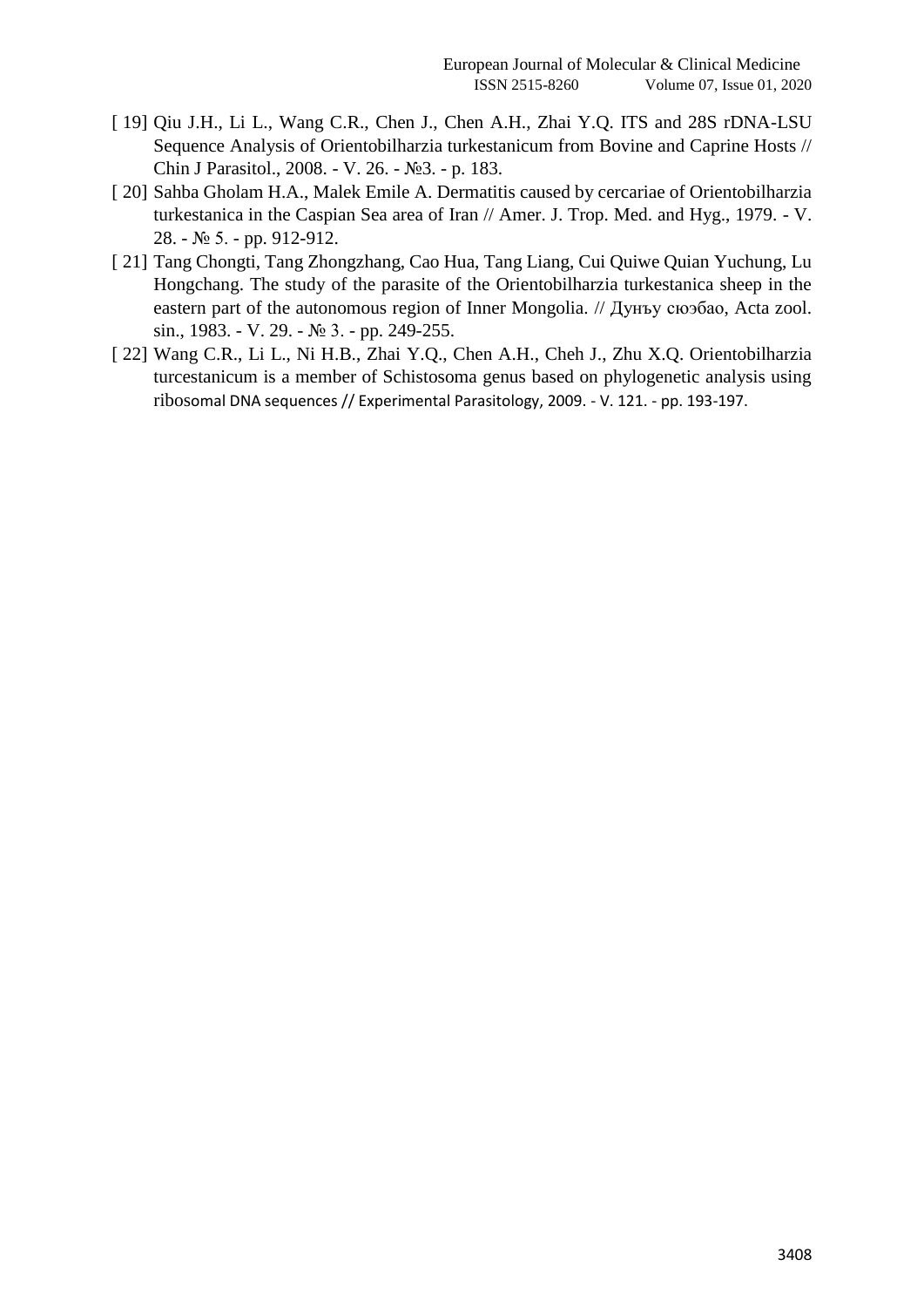[ 19] Qiu J.H., Li L., Wang C.R., Chen J., Chen A.H., Zhai Y.Q. ITS and 28S rDNA-LSU Sequence Analysis of Orientobilharzia turkestanicum from Bovine and Caprine Hosts // Chin J Parasitol., 2008. - V. 26. - №3. - p. 183.

[ 20] Sahba Gholam H.A., Malek Emile A. Dermatitis caused by cercariae of Orientobilharzia turkestanica in the Caspian Sea area of Iran // Amer. J. Trop. Med. and Hyg., 1979. - V. 28. - № 5. - pp. 912-912.

[ 21] Tang Chongti, Tang Zhongzhang, Cao Hua, Tang Liang, Cui Quiwe Quian Yuchung, Lu Hongchang. The study of the parasite of the Orientobilharzia turkestanica sheep in the eastern part of the autonomous region of Inner Mongolia. // Дунъу сюэбао, Acta zool. sin., 1983. - V. 29. - № 3. - pp. 249-255.

[ 22] Wang C.R., Li L., Ni H.B., Zhai Y.Q., Chen A.H., Cheh J., Zhu X.Q. Orientobilharzia turcestanicum is a member of Schistosoma genus based on phylogenetic analysis using ribosomal DNA sequences // Experimental Parasitology, 2009. - V. 121. - pp. 193-197.